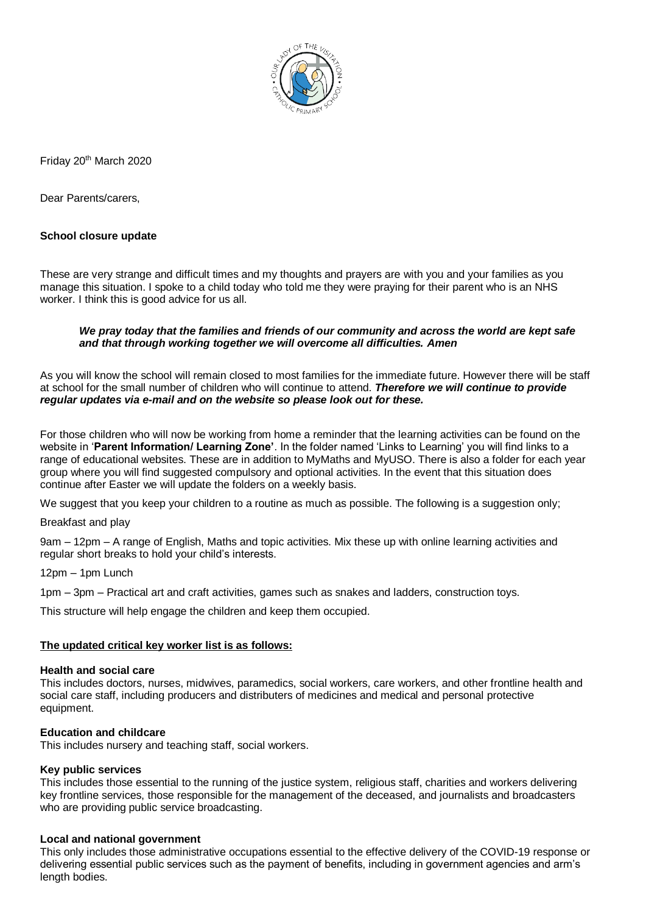Friday 20th March 2020

Dear Parents/carers,

**School closure update**

These are very strange and difficult times and my thoughts and prayers are with you and your families as you manage this situation. I spoke to a child today who told me they were praying for their parent who is an NHS worker. I think this is good advice for us all.

> ***We pray today that the families and friends of our community and across the world are kept safe and that through working together we will overcome all difficulties. Amen***

As you will know the school will remain closed to most families for the immediate future. However there will be staff at school for the small number of children who will continue to attend. ***Therefore we will continue to provide regular updates via e-mail and on the website so please look out for these.***

For those children who will now be working from home a reminder that the learning activities can be found on the website in '**Parent Information/ Learning Zone'**. In the folder named 'Links to Learning' you will find links to a range of educational websites. These are in addition to MyMaths and MyUSO. There is also a folder for each year group where you will find suggested compulsory and optional activities. In the event that this situation does continue after Easter we will update the folders on a weekly basis.

We suggest that you keep your children to a routine as much as possible. The following is a suggestion only;

Breakfast and play

9am – 12pm – A range of English, Maths and topic activities. Mix these up with online learning activities and regular short breaks to hold your child's interests.

12pm – 1pm Lunch

1pm – 3pm – Practical art and craft activities, games such as snakes and ladders, construction toys.

This structure will help engage the children and keep them occupied.

**The updated critical key worker list is as follows:**

**Health and social care**
This includes doctors, nurses, midwives, paramedics, social workers, care workers, and other frontline health and social care staff, including producers and distributers of medicines and medical and personal protective equipment.

**Education and childcare**
This includes nursery and teaching staff, social workers.

**Key public services**
This includes those essential to the running of the justice system, religious staff, charities and workers delivering key frontline services, those responsible for the management of the deceased, and journalists and broadcasters who are providing public service broadcasting.

**Local and national government**
This only includes those administrative occupations essential to the effective delivery of the COVID-19 response or delivering essential public services such as the payment of benefits, including in government agencies and arm's length bodies.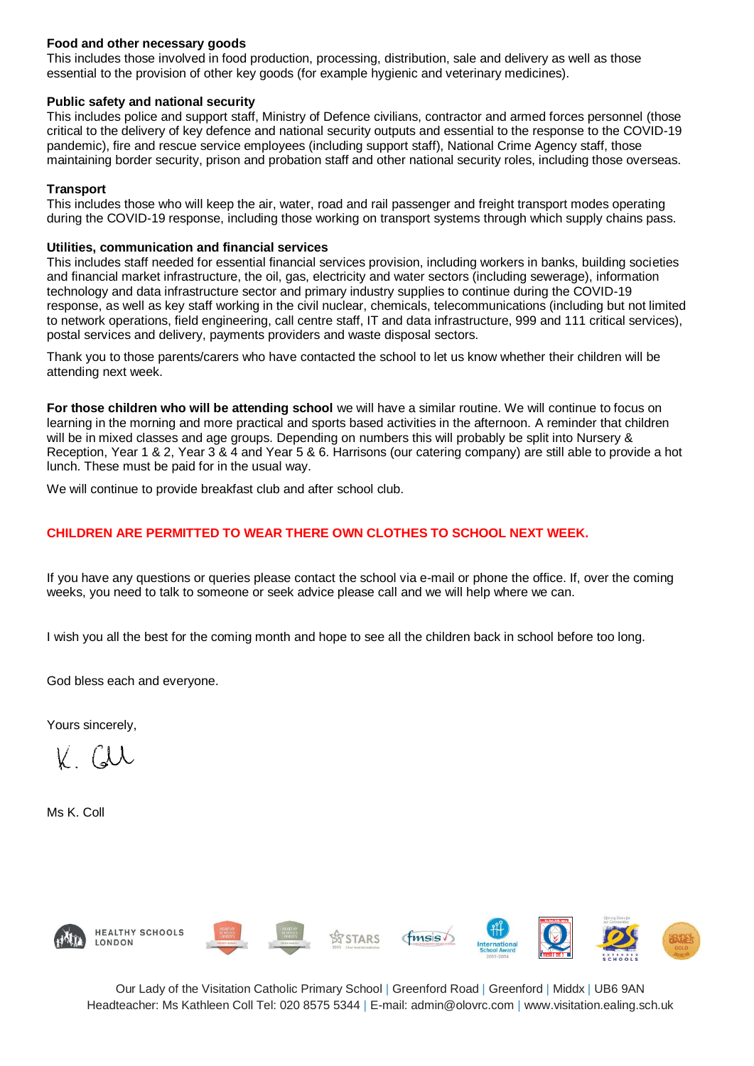**Food and other necessary goods**
This includes those involved in food production, processing, distribution, sale and delivery as well as those essential to the provision of other key goods (for example hygienic and veterinary medicines).

**Public safety and national security**
This includes police and support staff, Ministry of Defence civilians, contractor and armed forces personnel (those critical to the delivery of key defence and national security outputs and essential to the response to the COVID-19 pandemic), fire and rescue service employees (including support staff), National Crime Agency staff, those maintaining border security, prison and probation staff and other national security roles, including those overseas.

**Transport**
This includes those who will keep the air, water, road and rail passenger and freight transport modes operating during the COVID-19 response, including those working on transport systems through which supply chains pass.

**Utilities, communication and financial services**
This includes staff needed for essential financial services provision, including workers in banks, building societies and financial market infrastructure, the oil, gas, electricity and water sectors (including sewerage), information technology and data infrastructure sector and primary industry supplies to continue during the COVID-19 response, as well as key staff working in the civil nuclear, chemicals, telecommunications (including but not limited to network operations, field engineering, call centre staff, IT and data infrastructure, 999 and 111 critical services), postal services and delivery, payments providers and waste disposal sectors.

Thank you to those parents/carers who have contacted the school to let us know whether their children will be attending next week.

**For those children who will be attending school** we will have a similar routine. We will continue to focus on learning in the morning and more practical and sports based activities in the afternoon. A reminder that children will be in mixed classes and age groups. Depending on numbers this will probably be split into Nursery & Reception, Year 1 & 2, Year 3 & 4 and Year 5 & 6. Harrisons (our catering company) are still able to provide a hot lunch. These must be paid for in the usual way.

We will continue to provide breakfast club and after school club.

**CHILDREN ARE PERMITTED TO WEAR THERE OWN CLOTHES TO SCHOOL NEXT WEEK.**

If you have any questions or queries please contact the school via e-mail or phone the office. If, over the coming weeks, you need to talk to someone or seek advice please call and we will help where we can.

I wish you all the best for the coming month and hope to see all the children back in school before too long.

God bless each and everyone.

Yours sincerely,

K. Coll

Ms K. Coll

Our Lady of the Visitation Catholic Primary School | Greenford Road | Greenford | Middx | UB6 9AN
Headteacher: Ms Kathleen Coll Tel: 020 8575 5344 | E-mail: admin@olovrc.com | www.visitation.ealing.sch.uk